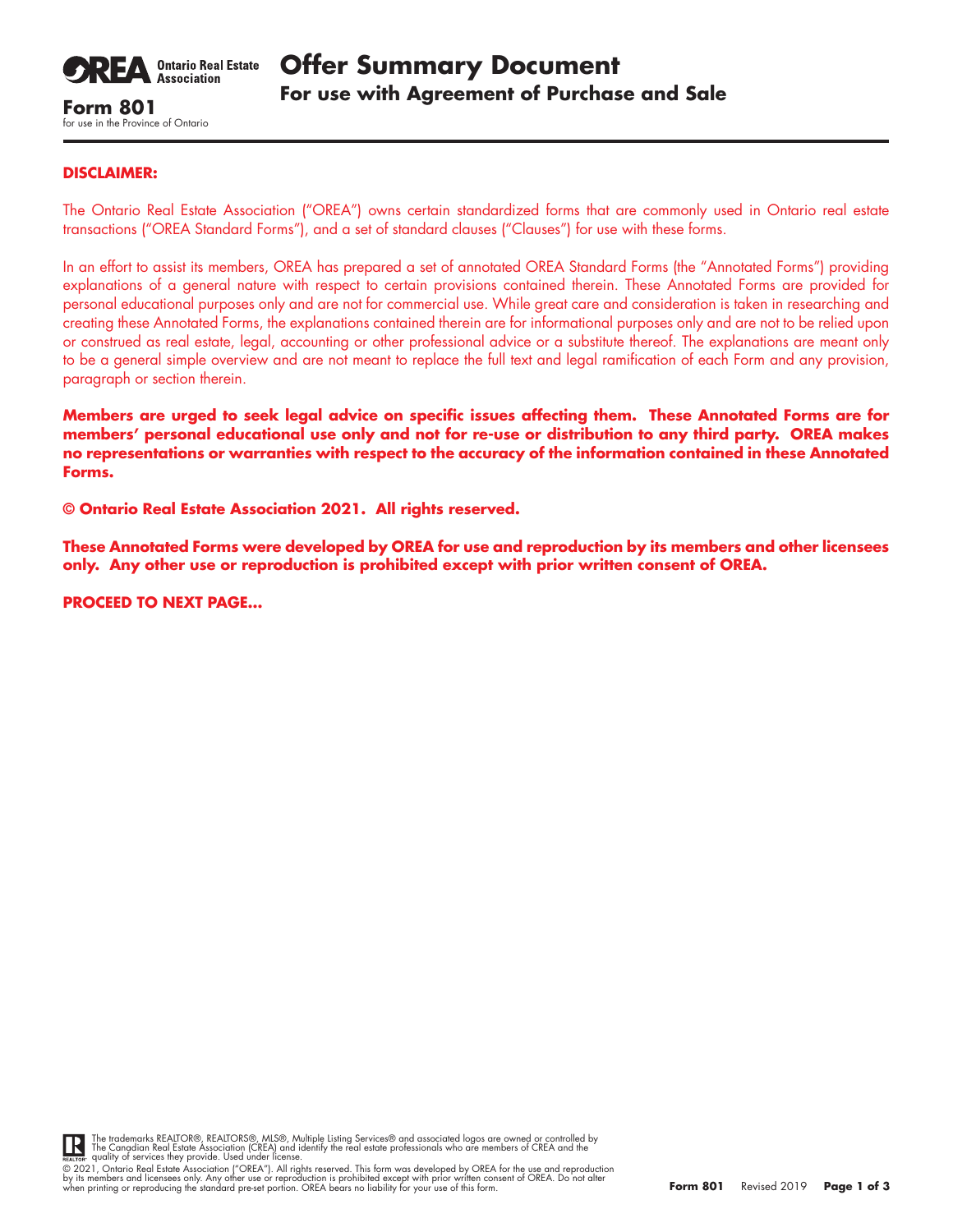**OREA** Ontario Real Estate Association

# Offer Summary Document

## For use with Agreement of Purchase and Sale

**Form 801**
for use in the Province of Ontario

---

**DISCLAIMER:**

The Ontario Real Estate Association ("OREA") owns certain standardized forms that are commonly used in Ontario real estate transactions ("OREA Standard Forms"), and a set of standard clauses ("Clauses") for use with these forms.

In an effort to assist its members, OREA has prepared a set of annotated OREA Standard Forms (the "Annotated Forms") providing explanations of a general nature with respect to certain provisions contained therein. These Annotated Forms are provided for personal educational purposes only and are not for commercial use. While great care and consideration is taken in researching and creating these Annotated Forms, the explanations contained therein are for informational purposes only and are not to be relied upon or construed as real estate, legal, accounting or other professional advice or a substitute thereof. The explanations are meant only to be a general simple overview and are not meant to replace the full text and legal ramification of each Form and any provision, paragraph or section therein.

**Members are urged to seek legal advice on specific issues affecting them. These Annotated Forms are for members' personal educational use only and not for re-use or distribution to any third party. OREA makes no representations or warranties with respect to the accuracy of the information contained in these Annotated Forms.**

**© Ontario Real Estate Association 2021. All rights reserved.**

**These Annotated Forms were developed by OREA for use and reproduction by its members and other licensees only. Any other use or reproduction is prohibited except with prior written consent of OREA.**

**PROCEED TO NEXT PAGE...**

The trademarks REALTOR®, REALTORS®, MLS®, Multiple Listing Services® and associated logos are owned or controlled by The Canadian Real Estate Association (CREA) and identify the real estate professionals who are members of CREA and the quality of services they provide. Used under license.

© 2021, Ontario Real Estate Association ("OREA"). All rights reserved. This form was developed by OREA for the use and reproduction by its members and licensees only. Any other use or reproduction is prohibited except with prior written consent of OREA. Do not alter when printing or reproducing the standard pre-set portion. OREA bears no liability for your use of this form.

**Form 801** Revised 2019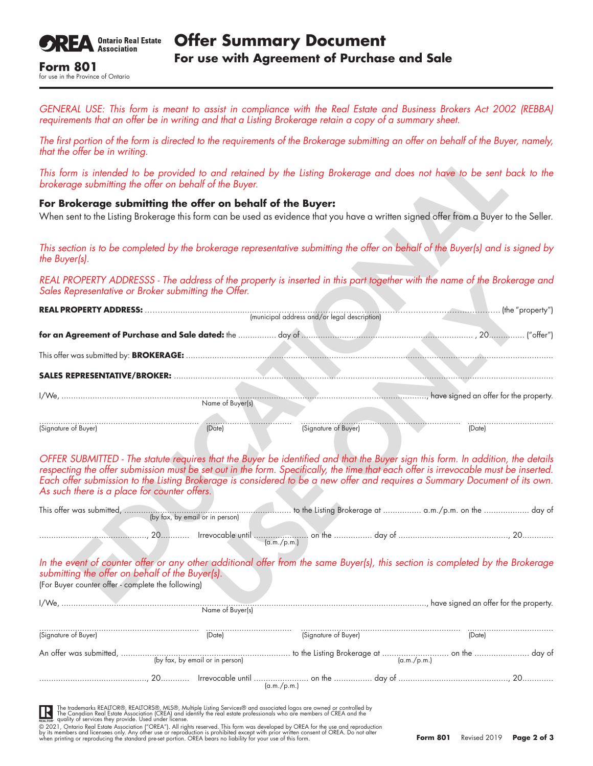**OREA** Ontario Real Estate Association

# Offer Summary Document

## For use with Agreement of Purchase and Sale

**Form 801**
for use in the Province of Ontario

*GENERAL USE: This form is meant to assist in compliance with the Real Estate and Business Brokers Act 2002 (REBBA) requirements that an offer be in writing and that a Listing Brokerage retain a copy of a summary sheet.*

*The first portion of the form is directed to the requirements of the Brokerage submitting an offer on behalf of the Buyer, namely, that the offer be in writing.*

*This form is intended to be provided to and retained by the Listing Brokerage and does not have to be sent back to the brokerage submitting the offer on behalf of the Buyer.*

**For Brokerage submitting the offer on behalf of the Buyer:**
When sent to the Listing Brokerage this form can be used as evidence that you have a written signed offer from a Buyer to the Seller.

*This section is to be completed by the brokerage representative submitting the offer on behalf of the Buyer(s) and is signed by the Buyer(s).*

*REAL PROPERTY ADDRESSS - The address of the property is inserted in this part together with the name of the Brokerage and Sales Representative or Broker submitting the Offer.*

**REAL PROPERTY ADDRESS:** .................................................................................................... (the "property")
(municipal address and/or legal description)

**for an Agreement of Purchase and Sale dated:** the ............... day of ..................................................., 20.............. ("offer")

This offer was submitted by: **BROKERAGE:** ....................................................................................................

**SALES REPRESENTATIVE/BROKER:** ....................................................................................................

I/We, ........................................................................................................, have signed an offer for the property.
Name of Buyer(s)

| (Signature of Buyer) | (Date) | (Signature of Buyer) | (Date) |
|---|---|---|---|

*OFFER SUBMITTED - The statute requires that the Buyer be identified and that the Buyer sign this form. In addition, the details respecting the offer submission must be set out in the form. Specifically, the time that each offer is irrevocable must be inserted. Each offer submission to the Listing Brokerage is considered to be a new offer and requires a Summary Document of its own. As such there is a place for counter offers.*

This offer was submitted, ........................................ to the Listing Brokerage at ............... a.m./p.m. on the .................. day of
(by fax, by email or in person)

............................................, 20........... Irrevocable until ...................... on the ............... day of ............................................., 20............
(a.m./p.m.)

*In the event of counter offer or any other additional offer from the same Buyer(s), this section is completed by the Brokerage submitting the offer on behalf of the Buyer(s).*
(For Buyer counter offer - complete the following)

I/We, ........................................................................................................, have signed an offer for the property.
Name of Buyer(s)

| (Signature of Buyer) | (Date) | (Signature of Buyer) | (Date) |
|---|---|---|---|

An offer was submitted, ........................................ to the Listing Brokerage at ........................... on the ...................... day of
(by fax, by email or in person) (a.m./p.m.)

............................................, 20........... Irrevocable until ...................... on the ............... day of ............................................., 20............
(a.m./p.m.)

The trademarks REALTOR®, REALTORS®, MLS®, Multiple Listing Services® and associated logos are owned or controlled by The Canadian Real Estate Association (CREA) and identify the real estate professionals who are members of CREA and the quality of services they provide. Used under license.

© 2021, Ontario Real Estate Association ("OREA"). All rights reserved. This form was developed by OREA for the use and reproduction by its members and licensees only. Any other use or reproduction is prohibited except with prior written consent of OREA. Do not alter when printing or reproducing the standard pre-set portion. OREA bears no liability for your use of this form.

**Form 801** Revised 2019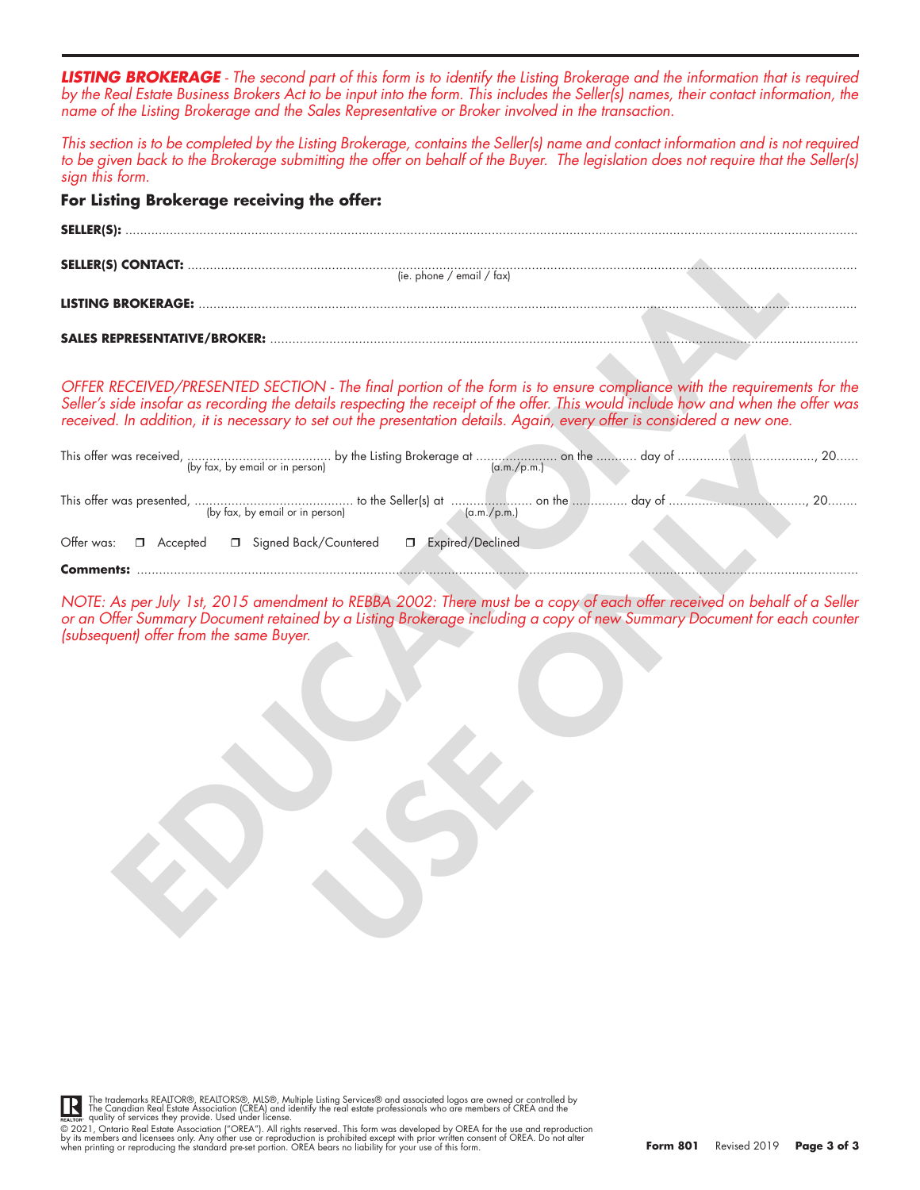***LISTING BROKERAGE*** *- The second part of this form is to identify the Listing Brokerage and the information that is required by the Real Estate Business Brokers Act to be input into the form. This includes the Seller(s) names, their contact information, the name of the Listing Brokerage and the Sales Representative or Broker involved in the transaction.*

*This section is to be completed by the Listing Brokerage, contains the Seller(s) name and contact information and is not required to be given back to the Brokerage submitting the offer on behalf of the Buyer. The legislation does not require that the Seller(s) sign this form.*

**For Listing Brokerage receiving the offer:**

**SELLER(S):** ..........................................................................................................................................

**SELLER(S) CONTACT:** .............................................................................................................................
(ie. phone / email / fax)

**LISTING BROKERAGE:** .............................................................................................................................

**SALES REPRESENTATIVE/BROKER:** ..............................................................................................................

*OFFER RECEIVED/PRESENTED SECTION - The final portion of the form is to ensure compliance with the requirements for the Seller's side insofar as recording the details respecting the receipt of the offer. This would include how and when the offer was received. In addition, it is necessary to set out the presentation details. Again, every offer is considered a new one.*

This offer was received, ....................................... (by fax, by email or in person) by the Listing Brokerage at ..................... (a.m./p.m.) on the .......... day of ....................................., 20......

This offer was presented, ........................................... (by fax, by email or in person) to the Seller(s) at ..................... (a.m./p.m.) on the .............. day of ....................................., 20........

Offer was: ☐ Accepted ☐ Signed Back/Countered ☐ Expired/Declined

**Comments:** .............................................................................................................................................

*NOTE: As per July 1st, 2015 amendment to REBBA 2002: There must be a copy of each offer received on behalf of a Seller or an Offer Summary Document retained by a Listing Brokerage including a copy of new Summary Document for each counter (subsequent) offer from the same Buyer.*

The trademarks REALTOR®, REALTORS®, MLS®, Multiple Listing Services® and associated logos are owned or controlled by The Canadian Real Estate Association (CREA) and identify the real estate professionals who are members of CREA and the quality of services they provide. Used under license.

© 2021, Ontario Real Estate Association ("OREA"). All rights reserved. This form was developed by OREA for the use and reproduction by its members and licensees only. Any other use or reproduction is prohibited except with prior written consent of OREA. Do not alter when printing or reproducing the standard pre-set portion. OREA bears no liability for your use of this form.

**Form 801** Revised 2019